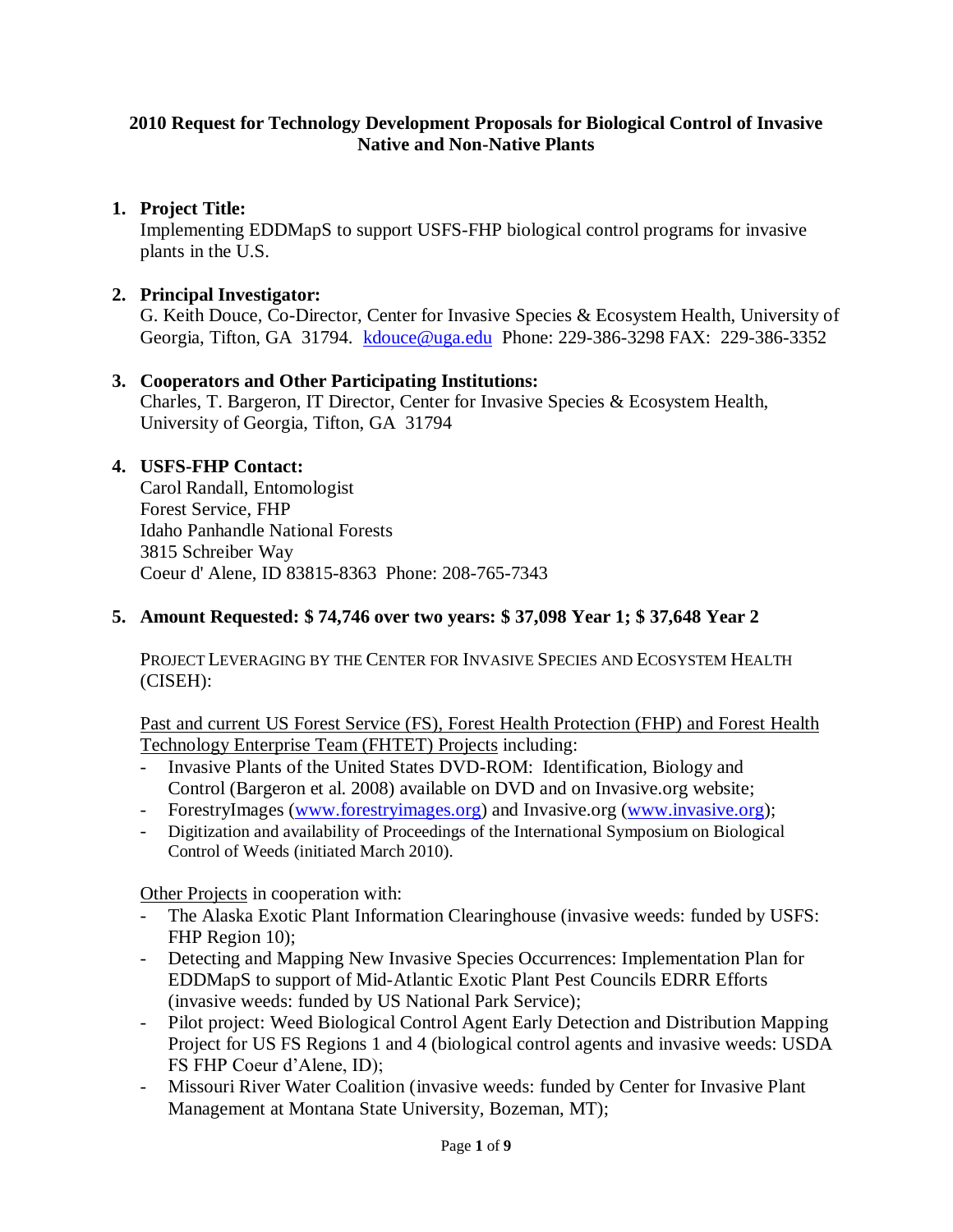**2010 Request for Technology Development Proposals for Biological Control of Invasive Native and Non-Native Plants**

1. **Project Title:**
   Implementing EDDMapS to support USFS-FHP biological control programs for invasive plants in the U.S.

2. **Principal Investigator:**
   G. Keith Douce, Co-Director, Center for Invasive Species & Ecosystem Health, University of Georgia, Tifton, GA 31794. kdouce@uga.edu Phone: 229-386-3298 FAX: 229-386-3352

3. **Cooperators and Other Participating Institutions:**
   Charles, T. Bargeron, IT Director, Center for Invasive Species & Ecosystem Health, University of Georgia, Tifton, GA 31794

4. **USFS-FHP Contact:**
   Carol Randall, Entomologist
   Forest Service, FHP
   Idaho Panhandle National Forests
   3815 Schreiber Way
   Coeur d' Alene, ID 83815-8363 Phone: 208-765-7343

5. **Amount Requested: $ 74,746 over two years: $ 37,098 Year 1; $ 37,648 Year 2**

PROJECT LEVERAGING BY THE CENTER FOR INVASIVE SPECIES AND ECOSYSTEM HEALTH (CISEH):

Past and current US Forest Service (FS), Forest Health Protection (FHP) and Forest Health Technology Enterprise Team (FHTET) Projects including:

- Invasive Plants of the United States DVD-ROM: Identification, Biology and Control (Bargeron et al. 2008) available on DVD and on Invasive.org website;
- ForestryImages (www.forestryimages.org) and Invasive.org (www.invasive.org);
- Digitization and availability of Proceedings of the International Symposium on Biological Control of Weeds (initiated March 2010).

Other Projects in cooperation with:

- The Alaska Exotic Plant Information Clearinghouse (invasive weeds: funded by USFS: FHP Region 10);
- Detecting and Mapping New Invasive Species Occurrences: Implementation Plan for EDDMapS to support of Mid-Atlantic Exotic Plant Pest Councils EDRR Efforts (invasive weeds: funded by US National Park Service);
- Pilot project: Weed Biological Control Agent Early Detection and Distribution Mapping Project for US FS Regions 1 and 4 (biological control agents and invasive weeds: USDA FS FHP Coeur d'Alene, ID);
- Missouri River Water Coalition (invasive weeds: funded by Center for Invasive Plant Management at Montana State University, Bozeman, MT);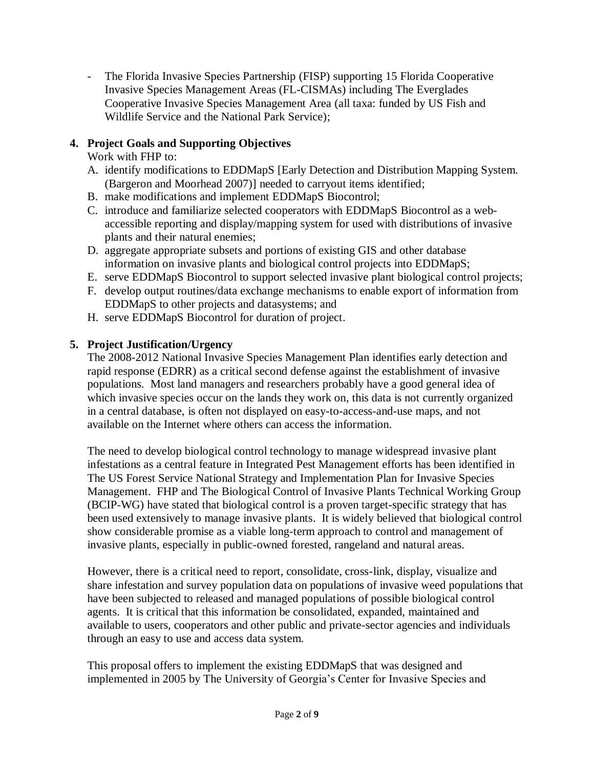- The Florida Invasive Species Partnership (FISP) supporting 15 Florida Cooperative Invasive Species Management Areas (FL-CISMAs) including The Everglades Cooperative Invasive Species Management Area (all taxa: funded by US Fish and Wildlife Service and the National Park Service);

## 4. Project Goals and Supporting Objectives

Work with FHP to:

A. identify modifications to EDDMapS [Early Detection and Distribution Mapping System. (Bargeron and Moorhead 2007)] needed to carryout items identified;
B. make modifications and implement EDDMapS Biocontrol;
C. introduce and familiarize selected cooperators with EDDMapS Biocontrol as a web-accessible reporting and display/mapping system for used with distributions of invasive plants and their natural enemies;
D. aggregate appropriate subsets and portions of existing GIS and other database information on invasive plants and biological control projects into EDDMapS;
E. serve EDDMapS Biocontrol to support selected invasive plant biological control projects;
F. develop output routines/data exchange mechanisms to enable export of information from EDDMapS to other projects and datasystems; and
H. serve EDDMapS Biocontrol for duration of project.

## 5. Project Justification/Urgency

The 2008-2012 National Invasive Species Management Plan identifies early detection and rapid response (EDRR) as a critical second defense against the establishment of invasive populations. Most land managers and researchers probably have a good general idea of which invasive species occur on the lands they work on, this data is not currently organized in a central database, is often not displayed on easy-to-access-and-use maps, and not available on the Internet where others can access the information.

The need to develop biological control technology to manage widespread invasive plant infestations as a central feature in Integrated Pest Management efforts has been identified in The US Forest Service National Strategy and Implementation Plan for Invasive Species Management. FHP and The Biological Control of Invasive Plants Technical Working Group (BCIP-WG) have stated that biological control is a proven target-specific strategy that has been used extensively to manage invasive plants. It is widely believed that biological control show considerable promise as a viable long-term approach to control and management of invasive plants, especially in public-owned forested, rangeland and natural areas.

However, there is a critical need to report, consolidate, cross-link, display, visualize and share infestation and survey population data on populations of invasive weed populations that have been subjected to released and managed populations of possible biological control agents. It is critical that this information be consolidated, expanded, maintained and available to users, cooperators and other public and private-sector agencies and individuals through an easy to use and access data system.

This proposal offers to implement the existing EDDMapS that was designed and implemented in 2005 by The University of Georgia's Center for Invasive Species and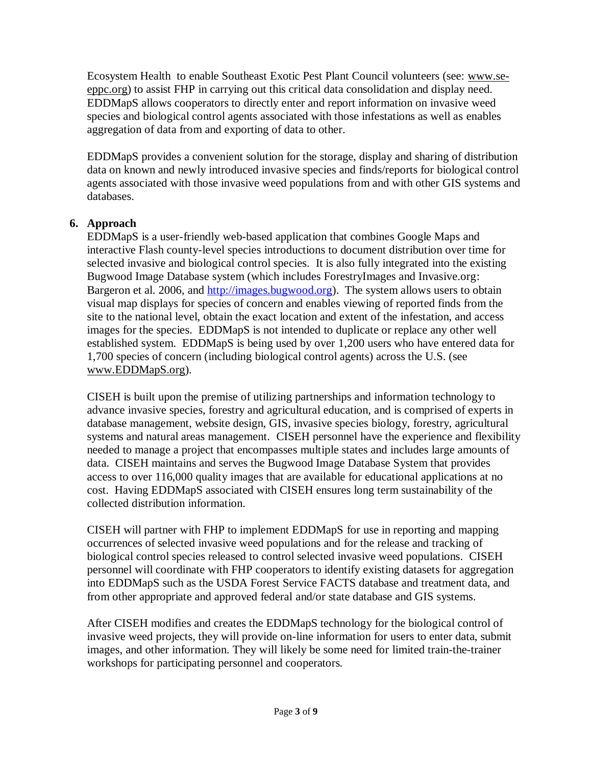Ecosystem Health to enable Southeast Exotic Pest Plant Council volunteers (see: www.se-eppc.org) to assist FHP in carrying out this critical data consolidation and display need. EDDMapS allows cooperators to directly enter and report information on invasive weed species and biological control agents associated with those infestations as well as enables aggregation of data from and exporting of data to other.

EDDMapS provides a convenient solution for the storage, display and sharing of distribution data on known and newly introduced invasive species and finds/reports for biological control agents associated with those invasive weed populations from and with other GIS systems and databases.

## 6. Approach

EDDMapS is a user-friendly web-based application that combines Google Maps and interactive Flash county-level species introductions to document distribution over time for selected invasive and biological control species. It is also fully integrated into the existing Bugwood Image Database system (which includes ForestryImages and Invasive.org: Bargeron et al. 2006, and http://images.bugwood.org). The system allows users to obtain visual map displays for species of concern and enables viewing of reported finds from the site to the national level, obtain the exact location and extent of the infestation, and access images for the species. EDDMapS is not intended to duplicate or replace any other well established system. EDDMapS is being used by over 1,200 users who have entered data for 1,700 species of concern (including biological control agents) across the U.S. (see www.EDDMapS.org).

CISEH is built upon the premise of utilizing partnerships and information technology to advance invasive species, forestry and agricultural education, and is comprised of experts in database management, website design, GIS, invasive species biology, forestry, agricultural systems and natural areas management. CISEH personnel have the experience and flexibility needed to manage a project that encompasses multiple states and includes large amounts of data. CISEH maintains and serves the Bugwood Image Database System that provides access to over 116,000 quality images that are available for educational applications at no cost. Having EDDMapS associated with CISEH ensures long term sustainability of the collected distribution information.

CISEH will partner with FHP to implement EDDMapS for use in reporting and mapping occurrences of selected invasive weed populations and for the release and tracking of biological control species released to control selected invasive weed populations. CISEH personnel will coordinate with FHP cooperators to identify existing datasets for aggregation into EDDMapS such as the USDA Forest Service FACTS database and treatment data, and from other appropriate and approved federal and/or state database and GIS systems.

After CISEH modifies and creates the EDDMapS technology for the biological control of invasive weed projects, they will provide on-line information for users to enter data, submit images, and other information. They will likely be some need for limited train-the-trainer workshops for participating personnel and cooperators.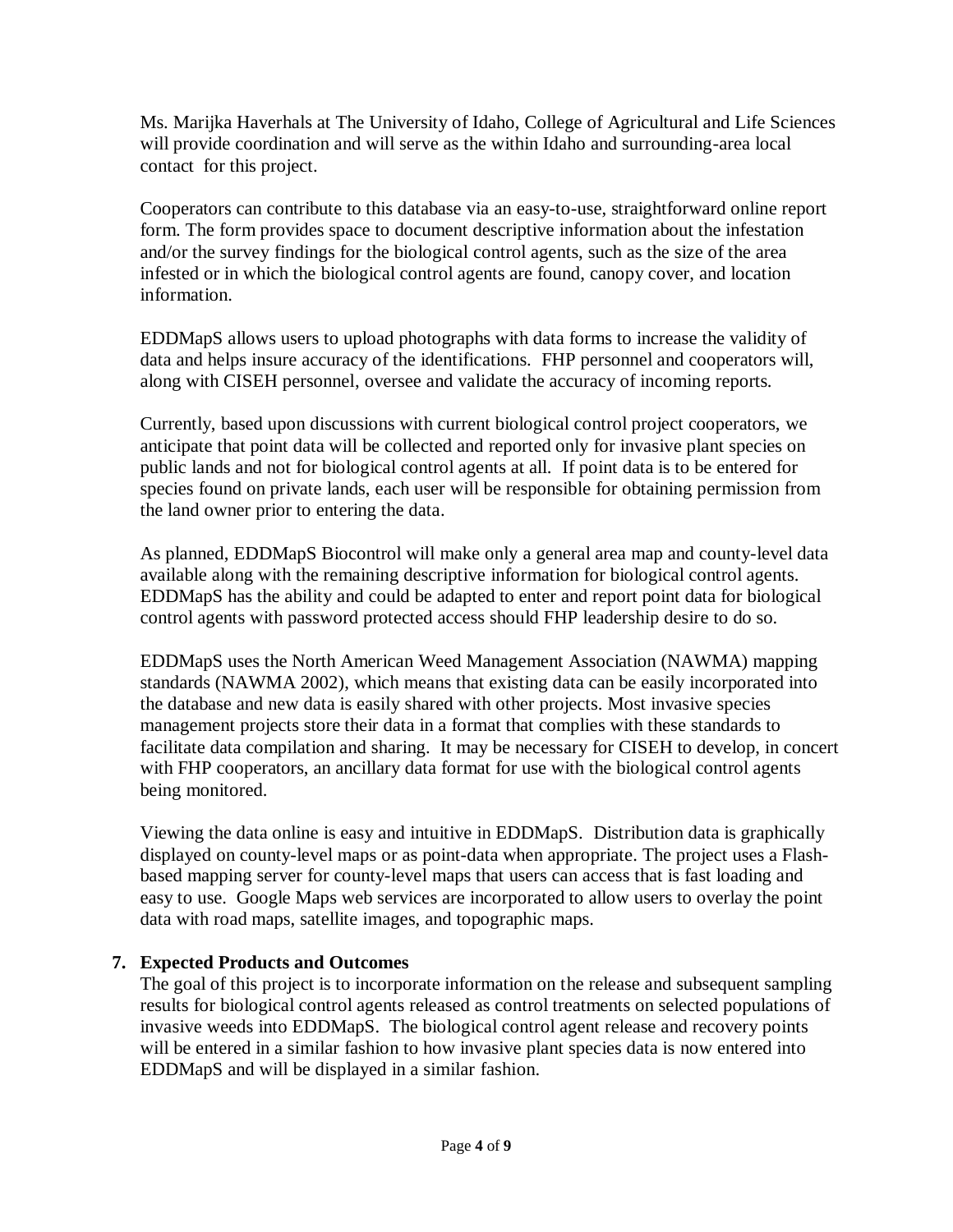Ms. Marijka Haverhals at The University of Idaho, College of Agricultural and Life Sciences will provide coordination and will serve as the within Idaho and surrounding-area local contact for this project.

Cooperators can contribute to this database via an easy-to-use, straightforward online report form. The form provides space to document descriptive information about the infestation and/or the survey findings for the biological control agents, such as the size of the area infested or in which the biological control agents are found, canopy cover, and location information.

EDDMapS allows users to upload photographs with data forms to increase the validity of data and helps insure accuracy of the identifications. FHP personnel and cooperators will, along with CISEH personnel, oversee and validate the accuracy of incoming reports.

Currently, based upon discussions with current biological control project cooperators, we anticipate that point data will be collected and reported only for invasive plant species on public lands and not for biological control agents at all. If point data is to be entered for species found on private lands, each user will be responsible for obtaining permission from the land owner prior to entering the data.

As planned, EDDMapS Biocontrol will make only a general area map and county-level data available along with the remaining descriptive information for biological control agents. EDDMapS has the ability and could be adapted to enter and report point data for biological control agents with password protected access should FHP leadership desire to do so.

EDDMapS uses the North American Weed Management Association (NAWMA) mapping standards (NAWMA 2002), which means that existing data can be easily incorporated into the database and new data is easily shared with other projects. Most invasive species management projects store their data in a format that complies with these standards to facilitate data compilation and sharing. It may be necessary for CISEH to develop, in concert with FHP cooperators, an ancillary data format for use with the biological control agents being monitored.

Viewing the data online is easy and intuitive in EDDMapS. Distribution data is graphically displayed on county-level maps or as point-data when appropriate. The project uses a Flash-based mapping server for county-level maps that users can access that is fast loading and easy to use. Google Maps web services are incorporated to allow users to overlay the point data with road maps, satellite images, and topographic maps.

## 7. Expected Products and Outcomes

The goal of this project is to incorporate information on the release and subsequent sampling results for biological control agents released as control treatments on selected populations of invasive weeds into EDDMapS. The biological control agent release and recovery points will be entered in a similar fashion to how invasive plant species data is now entered into EDDMapS and will be displayed in a similar fashion.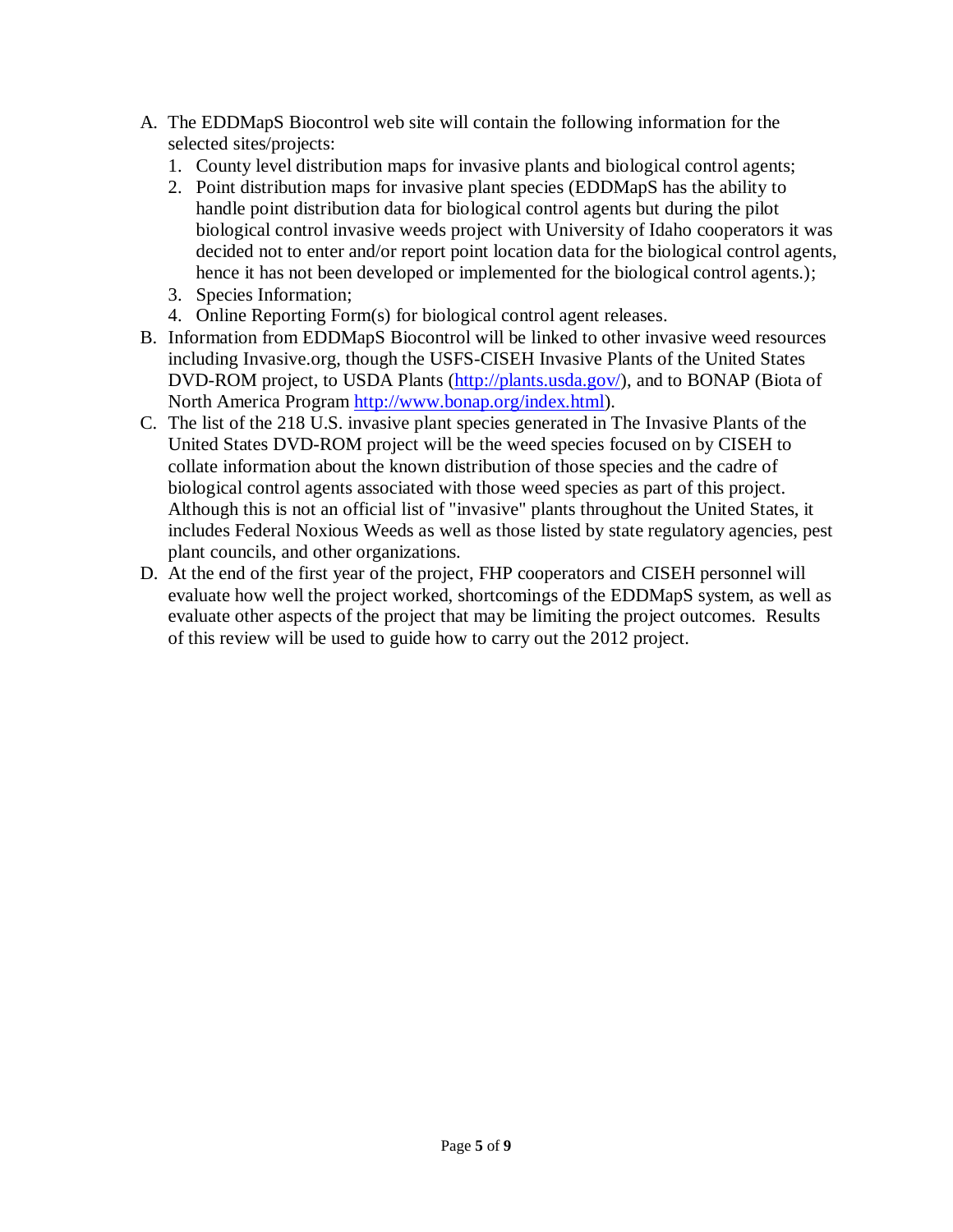A. The EDDMapS Biocontrol web site will contain the following information for the selected sites/projects:
   1. County level distribution maps for invasive plants and biological control agents;
   2. Point distribution maps for invasive plant species (EDDMapS has the ability to handle point distribution data for biological control agents but during the pilot biological control invasive weeds project with University of Idaho cooperators it was decided not to enter and/or report point location data for the biological control agents, hence it has not been developed or implemented for the biological control agents.);
   3. Species Information;
   4. Online Reporting Form(s) for biological control agent releases.
B. Information from EDDMapS Biocontrol will be linked to other invasive weed resources including Invasive.org, though the USFS-CISEH Invasive Plants of the United States DVD-ROM project, to USDA Plants (http://plants.usda.gov/), and to BONAP (Biota of North America Program http://www.bonap.org/index.html).
C. The list of the 218 U.S. invasive plant species generated in The Invasive Plants of the United States DVD-ROM project will be the weed species focused on by CISEH to collate information about the known distribution of those species and the cadre of biological control agents associated with those weed species as part of this project. Although this is not an official list of "invasive" plants throughout the United States, it includes Federal Noxious Weeds as well as those listed by state regulatory agencies, pest plant councils, and other organizations.
D. At the end of the first year of the project, FHP cooperators and CISEH personnel will evaluate how well the project worked, shortcomings of the EDDMapS system, as well as evaluate other aspects of the project that may be limiting the project outcomes. Results of this review will be used to guide how to carry out the 2012 project.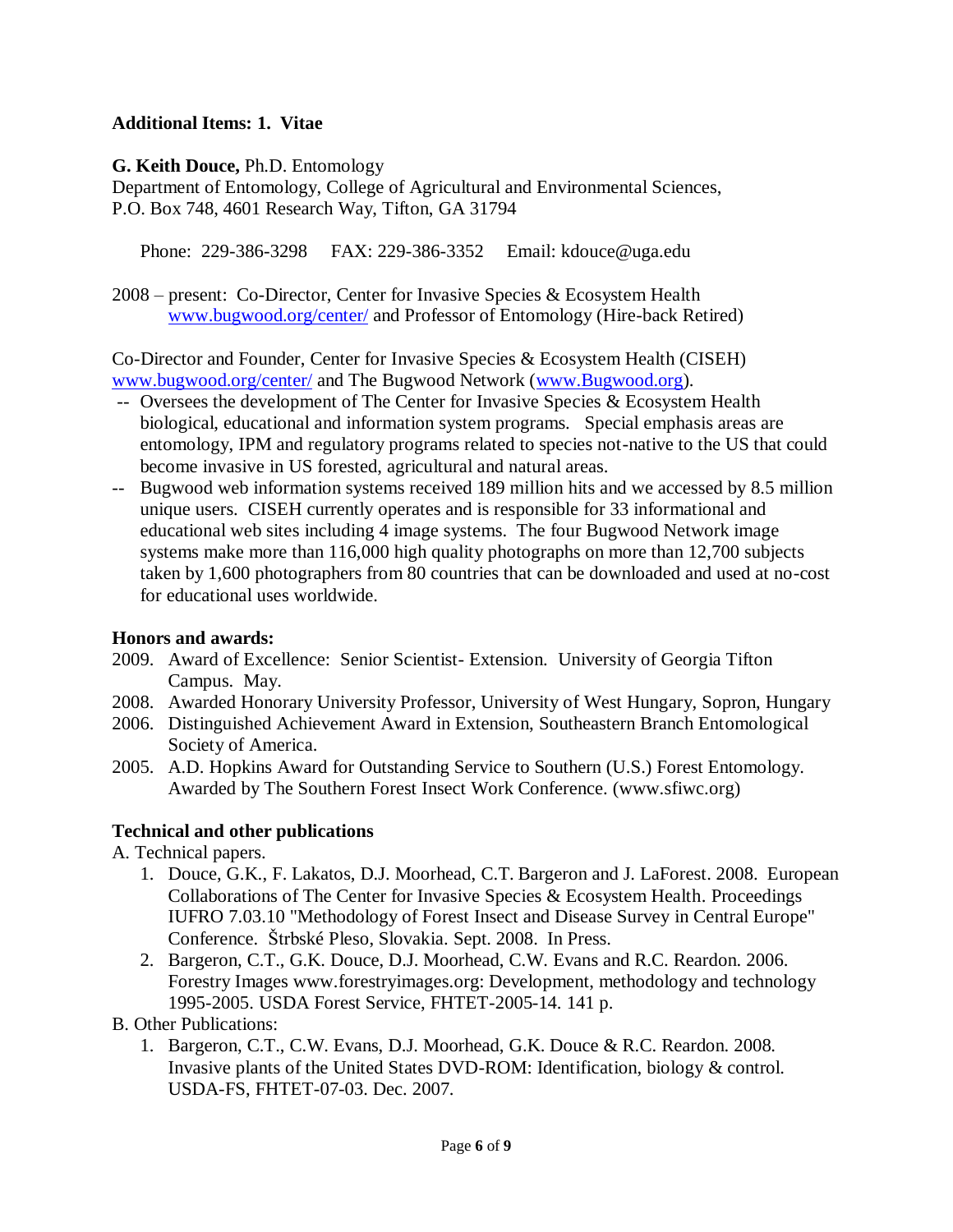**Additional Items: 1. Vitae**

**G. Keith Douce,** Ph.D. Entomology
Department of Entomology, College of Agricultural and Environmental Sciences,
P.O. Box 748, 4601 Research Way, Tifton, GA 31794

Phone: 229-386-3298 FAX: 229-386-3352 Email: kdouce@uga.edu

2008 – present: Co-Director, Center for Invasive Species & Ecosystem Health www.bugwood.org/center/ and Professor of Entomology (Hire-back Retired)

Co-Director and Founder, Center for Invasive Species & Ecosystem Health (CISEH) www.bugwood.org/center/ and The Bugwood Network (www.Bugwood.org).

- -- Oversees the development of The Center for Invasive Species & Ecosystem Health biological, educational and information system programs. Special emphasis areas are entomology, IPM and regulatory programs related to species not-native to the US that could become invasive in US forested, agricultural and natural areas.
- -- Bugwood web information systems received 189 million hits and we accessed by 8.5 million unique users. CISEH currently operates and is responsible for 33 informational and educational web sites including 4 image systems. The four Bugwood Network image systems make more than 116,000 high quality photographs on more than 12,700 subjects taken by 1,600 photographers from 80 countries that can be downloaded and used at no-cost for educational uses worldwide.

**Honors and awards:**

2009. Award of Excellence: Senior Scientist- Extension. University of Georgia Tifton Campus. May.
2008. Awarded Honorary University Professor, University of West Hungary, Sopron, Hungary
2006. Distinguished Achievement Award in Extension, Southeastern Branch Entomological Society of America.
2005. A.D. Hopkins Award for Outstanding Service to Southern (U.S.) Forest Entomology. Awarded by The Southern Forest Insect Work Conference. (www.sfiwc.org)

**Technical and other publications**

A. Technical papers.

1. Douce, G.K., F. Lakatos, D.J. Moorhead, C.T. Bargeron and J. LaForest. 2008. European Collaborations of The Center for Invasive Species & Ecosystem Health. Proceedings IUFRO 7.03.10 "Methodology of Forest Insect and Disease Survey in Central Europe" Conference. Štrbské Pleso, Slovakia. Sept. 2008. In Press.
2. Bargeron, C.T., G.K. Douce, D.J. Moorhead, C.W. Evans and R.C. Reardon. 2006. Forestry Images www.forestryimages.org: Development, methodology and technology 1995-2005. USDA Forest Service, FHTET-2005-14. 141 p.

B. Other Publications:

1. Bargeron, C.T., C.W. Evans, D.J. Moorhead, G.K. Douce & R.C. Reardon. 2008. Invasive plants of the United States DVD-ROM: Identification, biology & control. USDA-FS, FHTET-07-03. Dec. 2007.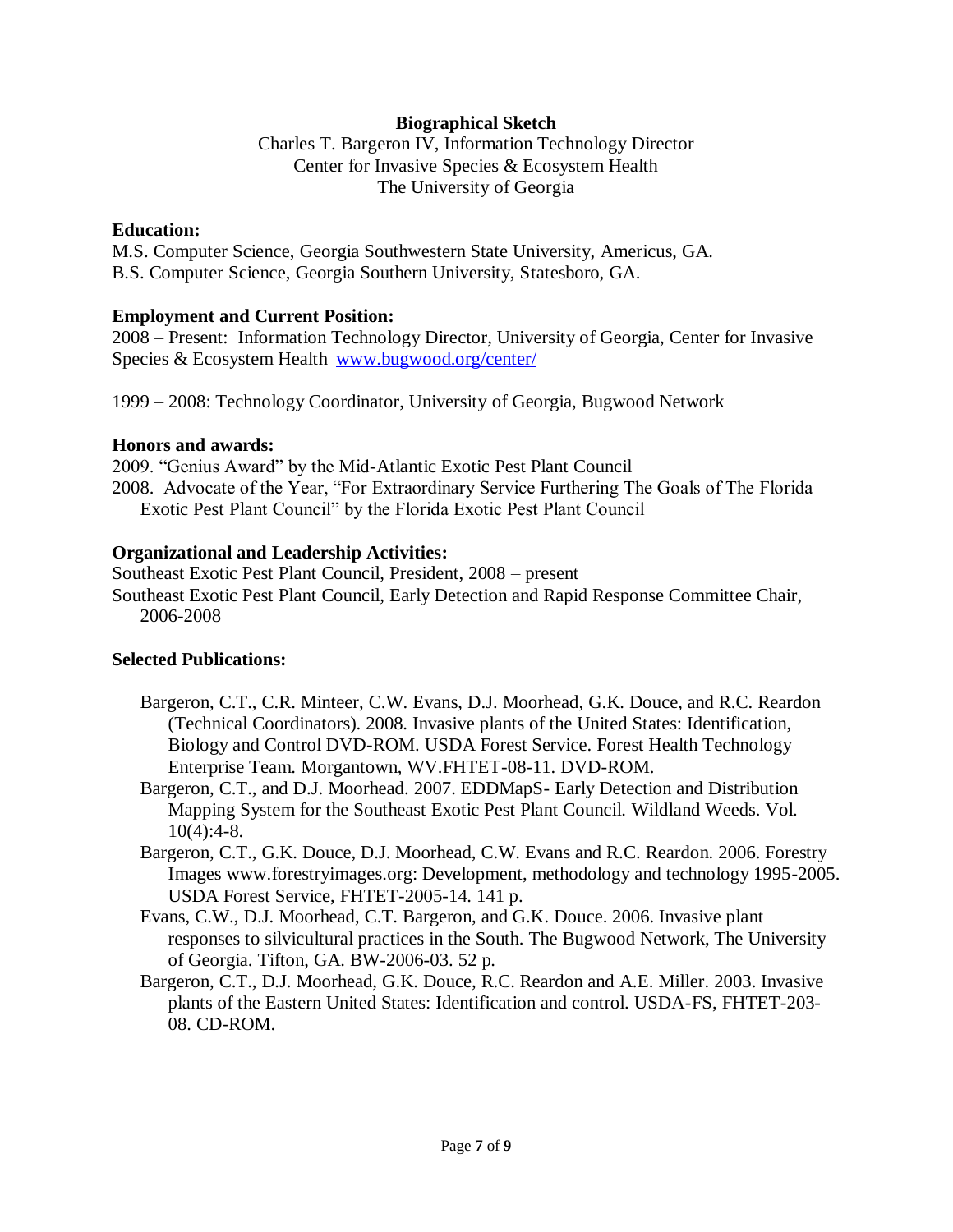# Biographical Sketch

Charles T. Bargeron IV, Information Technology Director
Center for Invasive Species & Ecosystem Health
The University of Georgia

**Education:**

M.S. Computer Science, Georgia Southwestern State University, Americus, GA.
B.S. Computer Science, Georgia Southern University, Statesboro, GA.

**Employment and Current Position:**

2008 – Present: Information Technology Director, University of Georgia, Center for Invasive Species & Ecosystem Health [www.bugwood.org/center/](www.bugwood.org/center/)

1999 – 2008: Technology Coordinator, University of Georgia, Bugwood Network

**Honors and awards:**

2009. "Genius Award" by the Mid-Atlantic Exotic Pest Plant Council
2008. Advocate of the Year, "For Extraordinary Service Furthering The Goals of The Florida Exotic Pest Plant Council" by the Florida Exotic Pest Plant Council

**Organizational and Leadership Activities:**

Southeast Exotic Pest Plant Council, President, 2008 – present
Southeast Exotic Pest Plant Council, Early Detection and Rapid Response Committee Chair, 2006-2008

**Selected Publications:**

- Bargeron, C.T., C.R. Minteer, C.W. Evans, D.J. Moorhead, G.K. Douce, and R.C. Reardon (Technical Coordinators). 2008. Invasive plants of the United States: Identification, Biology and Control DVD-ROM. USDA Forest Service. Forest Health Technology Enterprise Team. Morgantown, WV.FHTET-08-11. DVD-ROM.
- Bargeron, C.T., and D.J. Moorhead. 2007. EDDMapS- Early Detection and Distribution Mapping System for the Southeast Exotic Pest Plant Council. Wildland Weeds. Vol. 10(4):4-8.
- Bargeron, C.T., G.K. Douce, D.J. Moorhead, C.W. Evans and R.C. Reardon. 2006. Forestry Images www.forestryimages.org: Development, methodology and technology 1995-2005. USDA Forest Service, FHTET-2005-14. 141 p.
- Evans, C.W., D.J. Moorhead, C.T. Bargeron, and G.K. Douce. 2006. Invasive plant responses to silvicultural practices in the South. The Bugwood Network, The University of Georgia. Tifton, GA. BW-2006-03. 52 p.
- Bargeron, C.T., D.J. Moorhead, G.K. Douce, R.C. Reardon and A.E. Miller. 2003. Invasive plants of the Eastern United States: Identification and control. USDA-FS, FHTET-203-08. CD-ROM.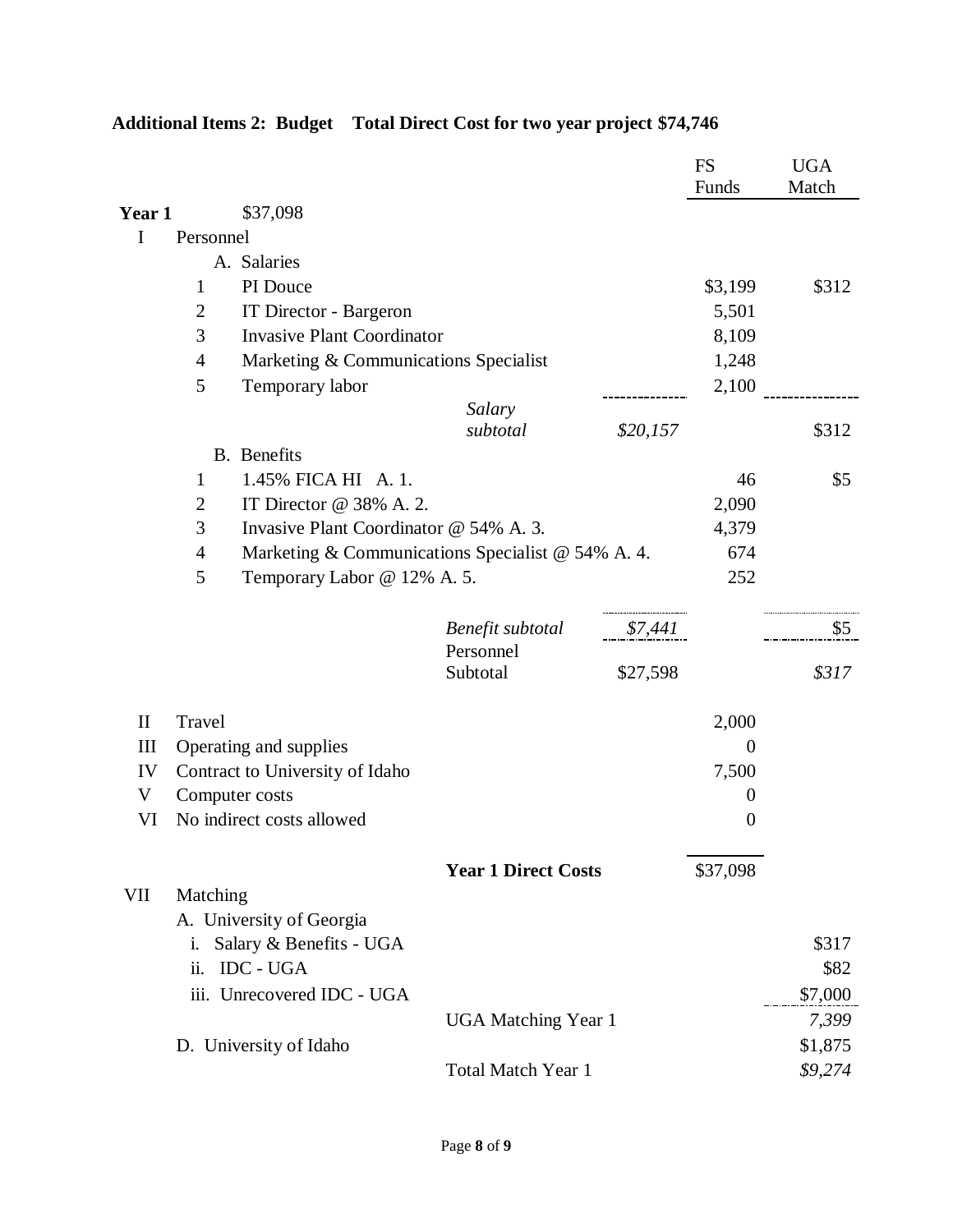**Additional Items 2: Budget Total Direct Cost for two year project $74,746**

| | | | | | FS Funds | UGA Match |
|---|---|---|---|---|---|---|
| **Year 1** | | $37,098 | | | | |
| I | Personnel | | | | | |
| | | A. Salaries | | | | |
| | 1 | PI Douce | | | $3,199 | $312 |
| | 2 | IT Director - Bargeron | | | 5,501 | |
| | 3 | Invasive Plant Coordinator | | | 8,109 | |
| | 4 | Marketing & Communications Specialist | | | 1,248 | |
| | 5 | Temporary labor | | | 2,100 | |
| | | | *Salary subtotal* | *$20,157* | | $312 |
| | | B. Benefits | | | | |
| | 1 | 1.45% FICA HI A. 1. | | | 46 | $5 |
| | 2 | IT Director @ 38% A. 2. | | | 2,090 | |
| | 3 | Invasive Plant Coordinator @ 54% A. 3. | | | 4,379 | |
| | 4 | Marketing & Communications Specialist @ 54% A. 4. | | | 674 | |
| | 5 | Temporary Labor @ 12% A. 5. | | | 252 | |
| | | | *Benefit subtotal* | *$7,441* | | $5 |
| | | | Personnel Subtotal | $27,598 | | *$317* |
| II | Travel | | | | 2,000 | |
| III | Operating and supplies | | | | 0 | |
| IV | Contract to University of Idaho | | | | 7,500 | |
| V | Computer costs | | | | 0 | |
| VI | No indirect costs allowed | | | | 0 | |
| | | | **Year 1 Direct Costs** | | $37,098 | |
| VII | Matching | | | | | |
| | A. University of Georgia | | | | | |
| | i. Salary & Benefits - UGA | | | | | $317 |
| | ii. IDC - UGA | | | | | $82 |
| | iii. Unrecovered IDC - UGA | | | | | $7,000 |
| | | | UGA Matching Year 1 | | | *7,399* |
| | D. University of Idaho | | | | | $1,875 |
| | | | Total Match Year 1 | | | *$9,274* |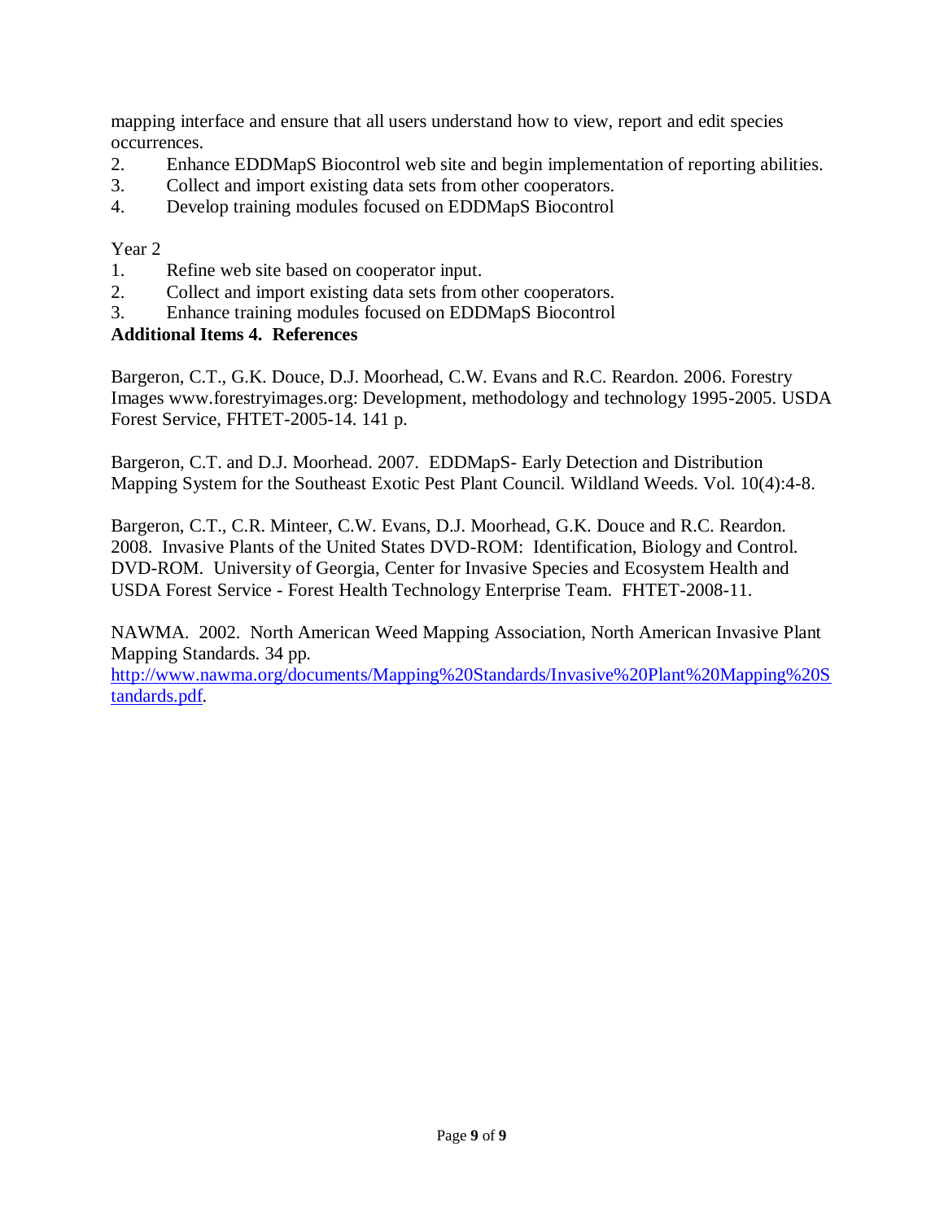mapping interface and ensure that all users understand how to view, report and edit species occurrences.

2. Enhance EDDMapS Biocontrol web site and begin implementation of reporting abilities.
3. Collect and import existing data sets from other cooperators.
4. Develop training modules focused on EDDMapS Biocontrol

Year 2

1. Refine web site based on cooperator input.
2. Collect and import existing data sets from other cooperators.
3. Enhance training modules focused on EDDMapS Biocontrol

**Additional Items 4. References**

Bargeron, C.T., G.K. Douce, D.J. Moorhead, C.W. Evans and R.C. Reardon. 2006. Forestry Images www.forestryimages.org: Development, methodology and technology 1995-2005. USDA Forest Service, FHTET-2005-14. 141 p.

Bargeron, C.T. and D.J. Moorhead. 2007. EDDMapS- Early Detection and Distribution Mapping System for the Southeast Exotic Pest Plant Council. Wildland Weeds. Vol. 10(4):4-8.

Bargeron, C.T., C.R. Minteer, C.W. Evans, D.J. Moorhead, G.K. Douce and R.C. Reardon. 2008. Invasive Plants of the United States DVD-ROM: Identification, Biology and Control. DVD-ROM. University of Georgia, Center for Invasive Species and Ecosystem Health and USDA Forest Service - Forest Health Technology Enterprise Team. FHTET-2008-11.

NAWMA. 2002. North American Weed Mapping Association, North American Invasive Plant Mapping Standards. 34 pp. http://www.nawma.org/documents/Mapping%20Standards/Invasive%20Plant%20Mapping%20Standards.pdf.